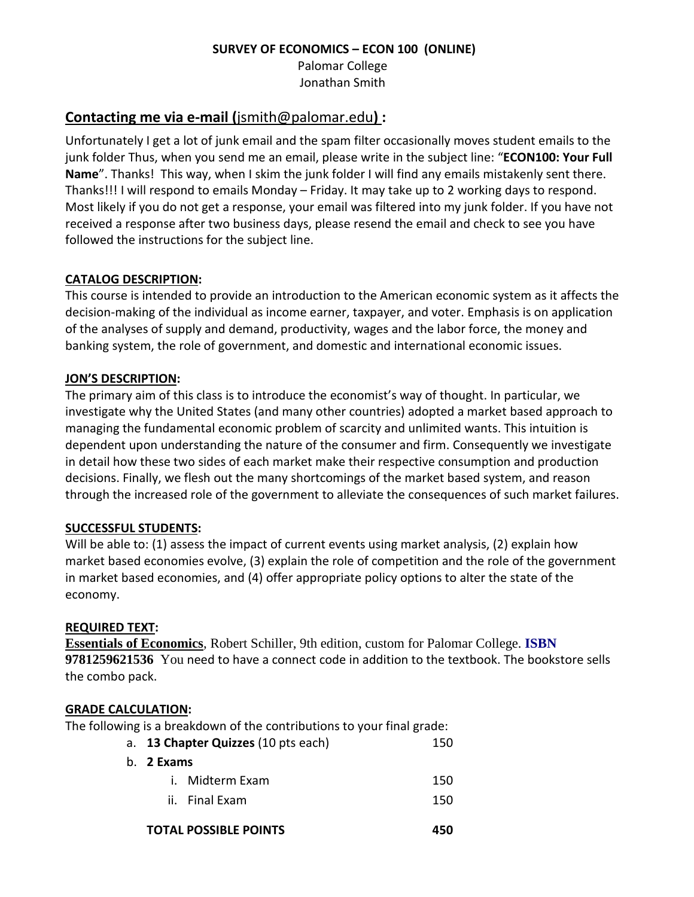**SURVEY OF ECONOMICS – ECON 100 (ONLINE)**

Palomar College

Jonathan Smith

## **Contacting me via e-mail (**jsmith@palomar.edu**) :**

Unfortunately I get a lot of junk email and the spam filter occasionally moves student emails to the junk folder Thus, when you send me an email, please write in the subject line: "**ECON100: Your Full Name**". Thanks! This way, when I skim the junk folder I will find any emails mistakenly sent there. Thanks!!! I will respond to emails Monday – Friday. It may take up to 2 working days to respond. Most likely if you do not get a response, your email was filtered into my junk folder. If you have not received a response after two business days, please resend the email and check to see you have followed the instructions for the subject line.

### **CATALOG DESCRIPTION:**

This course is intended to provide an introduction to the American economic system as it affects the decision-making of the individual as income earner, taxpayer, and voter. Emphasis is on application of the analyses of supply and demand, productivity, wages and the labor force, the money and banking system, the role of government, and domestic and international economic issues.

### **JON'S DESCRIPTION:**

The primary aim of this class is to introduce the economist's way of thought. In particular, we investigate why the United States (and many other countries) adopted a market based approach to managing the fundamental economic problem of scarcity and unlimited wants. This intuition is dependent upon understanding the nature of the consumer and firm. Consequently we investigate in detail how these two sides of each market make their respective consumption and production decisions. Finally, we flesh out the many shortcomings of the market based system, and reason through the increased role of the government to alleviate the consequences of such market failures.

### **SUCCESSFUL STUDENTS:**

Will be able to: (1) assess the impact of current events using market analysis, (2) explain how market based economies evolve, (3) explain the role of competition and the role of the government in market based economies, and (4) offer appropriate policy options to alter the state of the economy.

### **REQUIRED TEXT:**

**Essentials of Economics**, Robert Schiller, 9th edition, custom for Palomar College. **ISBN 9781259621536** You need to have a connect code in addition to the textbook. The bookstore sells the combo pack.

### **GRADE CALCULATION:**

The following is a breakdown of the contributions to your final grade:

| | |
|---|---|
| a. **13 Chapter Quizzes** (10 pts each) | 150 |
| b. **2 Exams** | |
| i. Midterm Exam | 150 |
| ii. Final Exam | 150 |
| **TOTAL POSSIBLE POINTS** | **450** |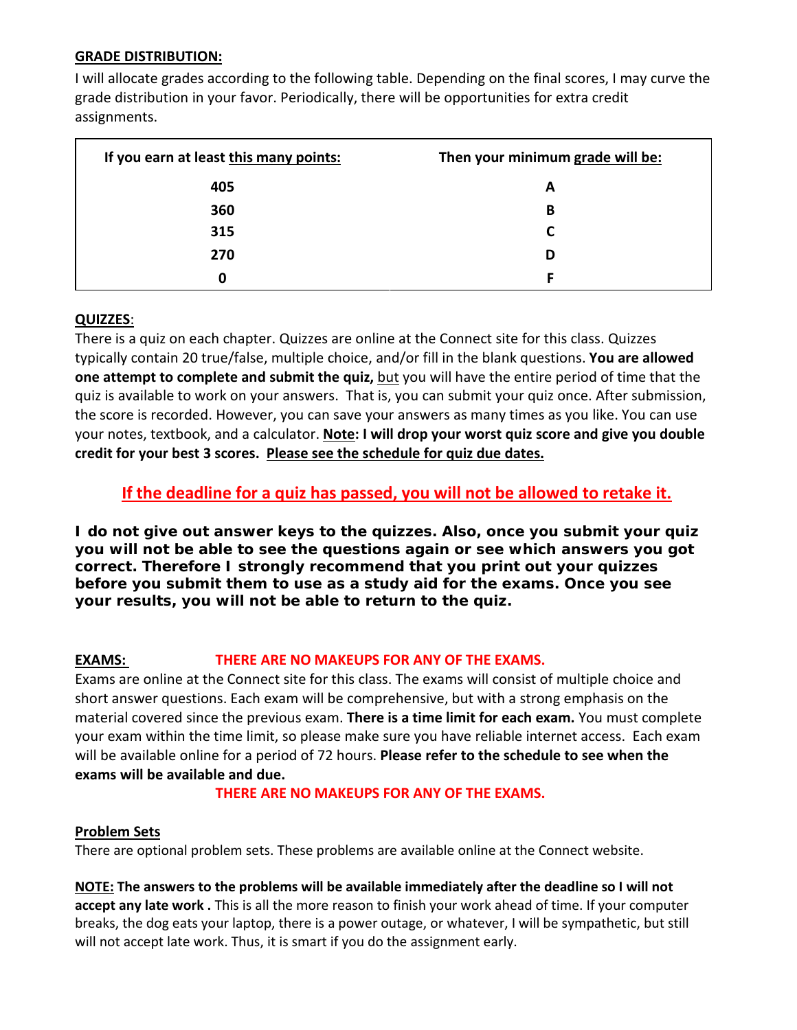**<u>GRADE DISTRIBUTION:</u>**

I will allocate grades according to the following table. Depending on the final scores, I may curve the grade distribution in your favor. Periodically, there will be opportunities for extra credit assignments.

| If you earn at least <u>this many points:</u> | Then your minimum <u>grade will be:</u> |
|---|---|
| **405** | **A** |
| **360** | **B** |
| **315** | **C** |
| **270** | **D** |
| **0** | **F** |

**<u>QUIZZES</u>**:

There is a quiz on each chapter. Quizzes are online at the Connect site for this class. Quizzes typically contain 20 true/false, multiple choice, and/or fill in the blank questions. **You are allowed one attempt to complete and submit the quiz,** <u>but</u> you will have the entire period of time that the quiz is available to work on your answers. That is, you can submit your quiz once. After submission, the score is recorded. However, you can save your answers as many times as you like. You can use your notes, textbook, and a calculator. **<u>Note</u>: I will drop your worst quiz score and give you double credit for your best 3 scores. <u>Please see the schedule for quiz due dates.</u>**

**<u>If the deadline for a quiz has passed, you will not be allowed to retake it.</u>**

**I do not give out answer keys to the quizzes. Also, once you submit your quiz you will not be able to see the questions again or see which answers you got correct. Therefore I strongly recommend that you print out your quizzes before you submit them to use as a study aid for the exams. Once you see your results, you will not be able to return to the quiz.**

**<u>EXAMS:</u>** **THERE ARE NO MAKEUPS FOR ANY OF THE EXAMS.**

Exams are online at the Connect site for this class. The exams will consist of multiple choice and short answer questions. Each exam will be comprehensive, but with a strong emphasis on the material covered since the previous exam. **There is a time limit for each exam.** You must complete your exam within the time limit, so please make sure you have reliable internet access. Each exam will be available online for a period of 72 hours. **Please refer to the schedule to see when the exams will be available and due.**

**THERE ARE NO MAKEUPS FOR ANY OF THE EXAMS.**

**<u>Problem Sets</u>**

There are optional problem sets. These problems are available online at the Connect website.

**<u>NOTE:</u> The answers to the problems will be available immediately after the deadline so I will not accept any late work .** This is all the more reason to finish your work ahead of time. If your computer breaks, the dog eats your laptop, there is a power outage, or whatever, I will be sympathetic, but still will not accept late work. Thus, it is smart if you do the assignment early.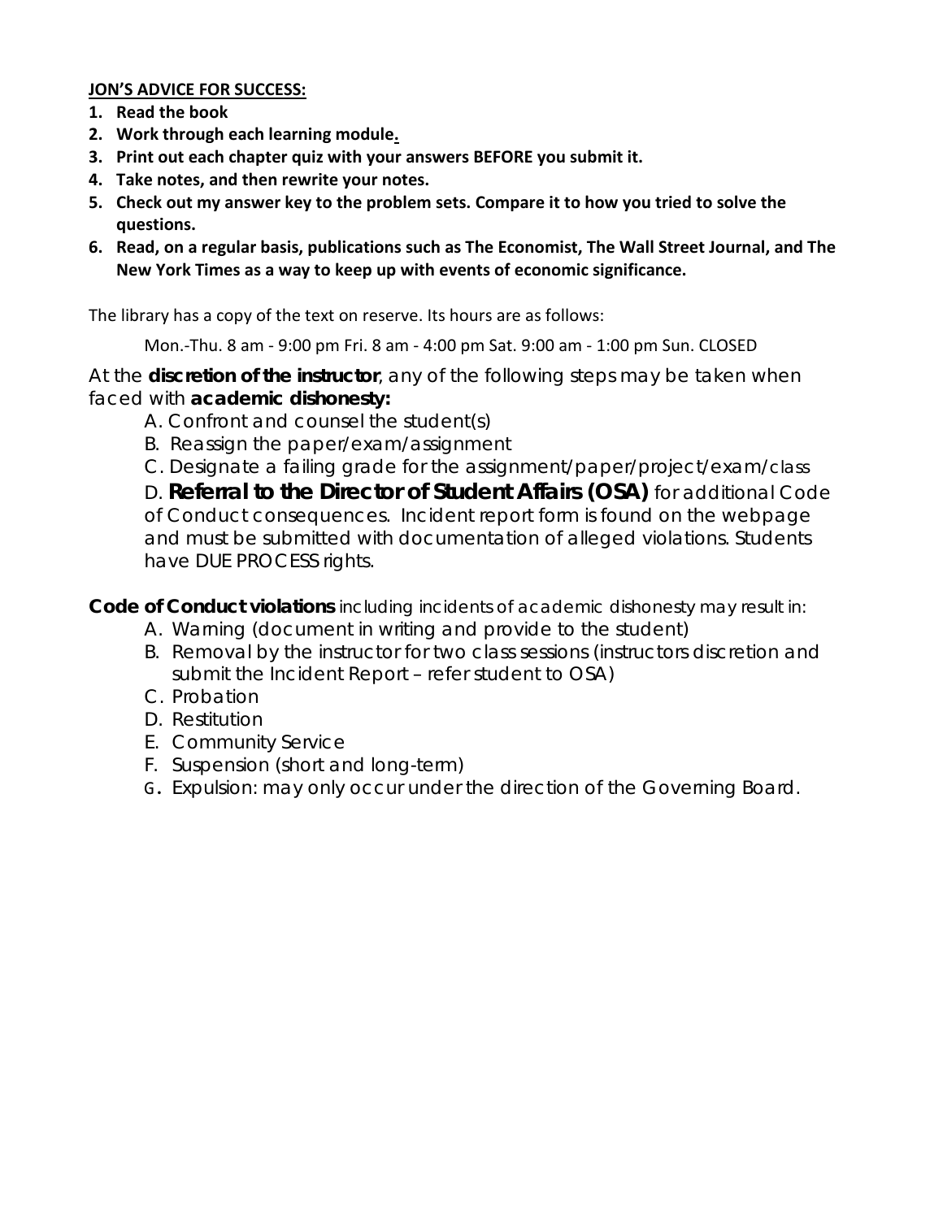**<u>JON'S ADVICE FOR SUCCESS:</u>**

1. **Read the book**
2. **Work through each learning module.**
3. **Print out each chapter quiz with your answers BEFORE you submit it.**
4. **Take notes, and then rewrite your notes.**
5. **Check out my answer key to the problem sets. Compare it to how you tried to solve the questions.**
6. **Read, on a regular basis, publications such as The Economist, The Wall Street Journal, and The New York Times as a way to keep up with events of economic significance.**

The library has a copy of the text on reserve. Its hours are as follows:

Mon.-Thu. 8 am - 9:00 pm Fri. 8 am - 4:00 pm Sat. 9:00 am - 1:00 pm Sun. CLOSED

At the **discretion of the instructor**, any of the following steps may be taken when faced with **academic dishonesty:**

A. Confront and counsel the student(s)
B. Reassign the paper/exam/assignment
C. Designate a failing grade for the assignment/paper/project/exam/class
D. **Referral to the Director of Student Affairs (OSA)** for additional Code of Conduct consequences. Incident report form is found on the webpage and must be submitted with documentation of alleged violations. Students have DUE PROCESS rights.

**Code of Conduct violations** including incidents of academic dishonesty may result in:

A. Warning (document in writing and provide to the student)
B. Removal by the instructor for two class sessions (instructors discretion and submit the Incident Report – refer student to OSA)
C. Probation
D. Restitution
E. Community Service
F. Suspension (short and long-term)
G. Expulsion: may only occur under the direction of the Governing Board.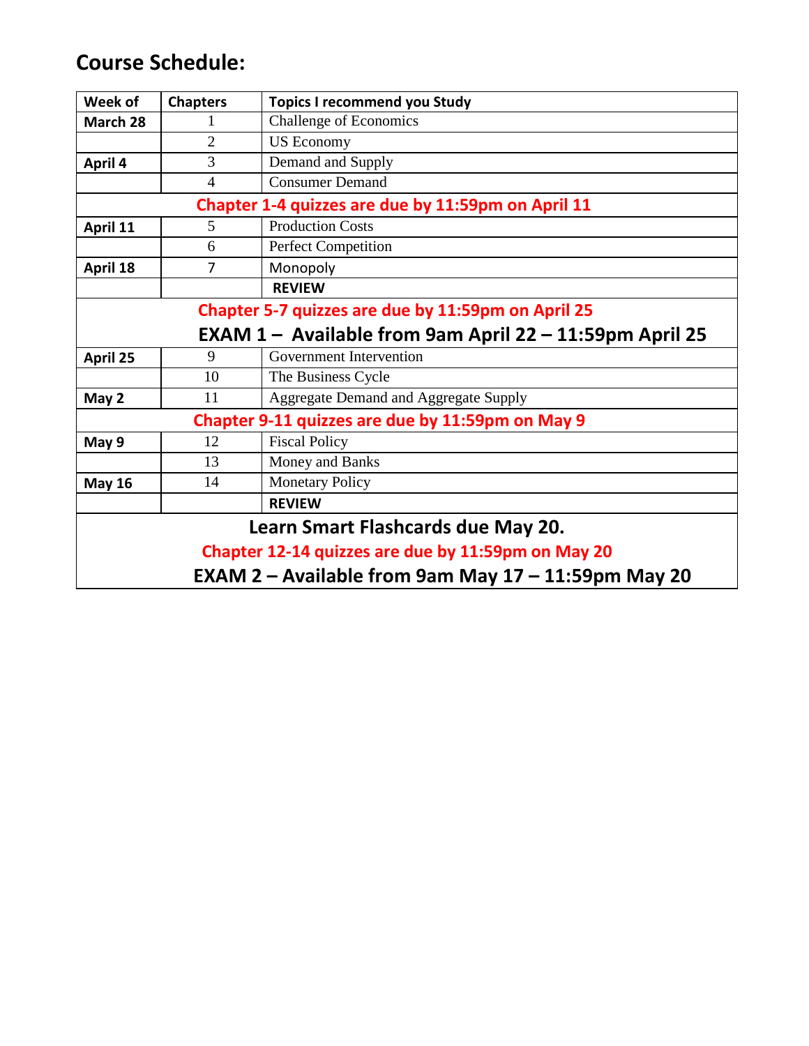## Course Schedule:

| Week of | Chapters | Topics I recommend you Study |
|---|---|---|
| **March 28** | 1 | Challenge of Economics |
| | 2 | US Economy |
| **April 4** | 3 | Demand and Supply |
| | 4 | Consumer Demand |
| **Chapter 1-4 quizzes are due by 11:59pm on April 11** | | |
| **April 11** | 5 | Production Costs |
| | 6 | Perfect Competition |
| **April 18** | 7 | Monopoly |
| | | **REVIEW** |
| **Chapter 5-7 quizzes are due by 11:59pm on April 25** | | |
| **EXAM 1 – Available from 9am April 22 – 11:59pm April 25** | | |
| **April 25** | 9 | Government Intervention |
| | 10 | The Business Cycle |
| **May 2** | 11 | Aggregate Demand and Aggregate Supply |
| **Chapter 9-11 quizzes are due by 11:59pm on May 9** | | |
| **May 9** | 12 | Fiscal Policy |
| | 13 | Money and Banks |
| **May 16** | 14 | Monetary Policy |
| | | **REVIEW** |
| **Learn Smart Flashcards due May 20.** | | |
| **Chapter 12-14 quizzes are due by 11:59pm on May 20** | | |
| **EXAM 2 – Available from 9am May 17 – 11:59pm May 20** | | |